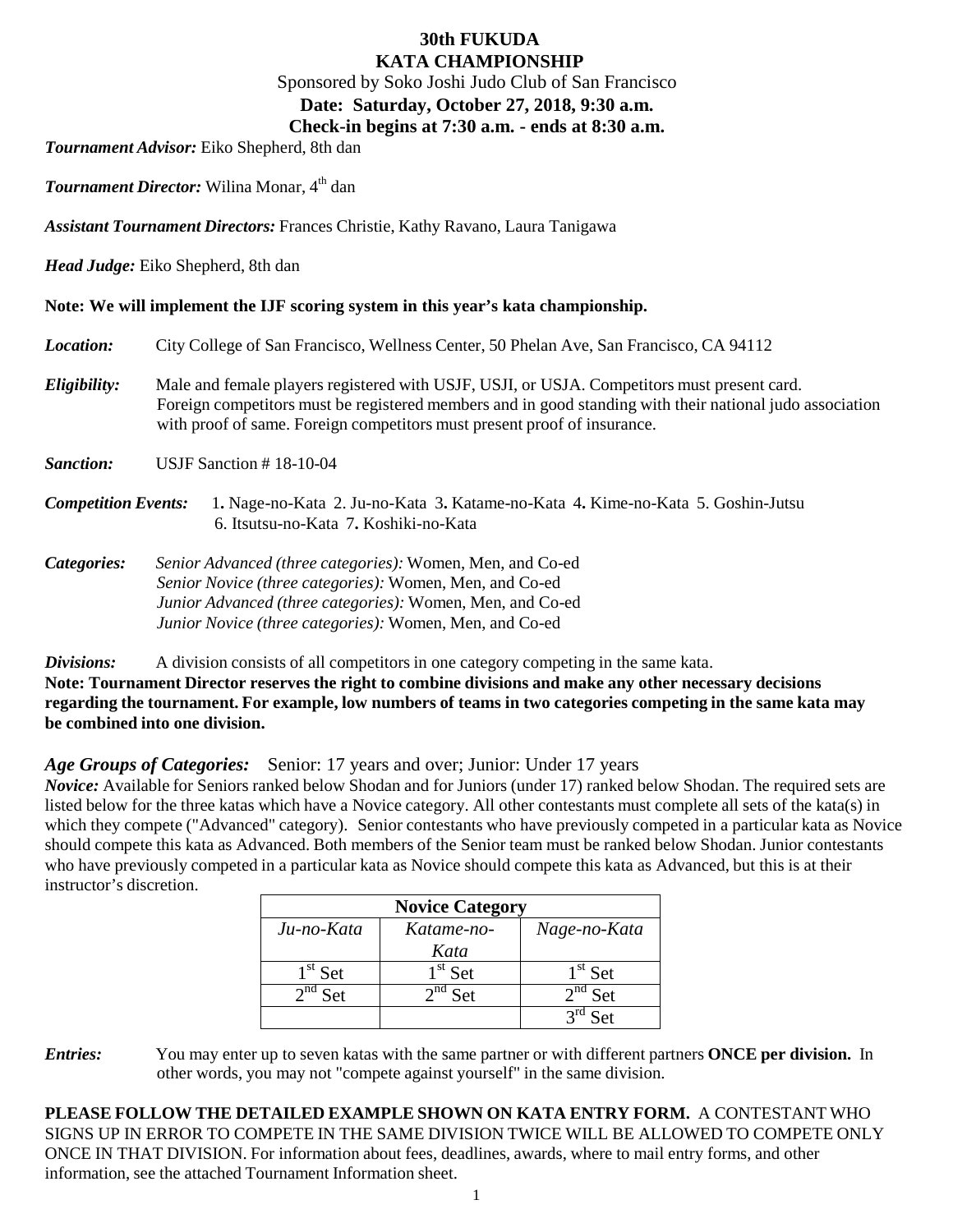# 30th FUKUDA
# KATA CHAMPIONSHIP

Sponsored by Soko Joshi Judo Club of San Francisco

**Date: Saturday, October 27, 2018, 9:30 a.m.**

**Check-in begins at 7:30 a.m. - ends at 8:30 a.m.**

***Tournament Advisor:*** Eiko Shepherd, 8th dan

***Tournament Director:*** Wilina Monar, 4th dan

***Assistant Tournament Directors:*** Frances Christie, Kathy Ravano, Laura Tanigawa

***Head Judge:*** Eiko Shepherd, 8th dan

**Note: We will implement the IJF scoring system in this year's kata championship.**

***Location:*** City College of San Francisco, Wellness Center, 50 Phelan Ave, San Francisco, CA 94112

***Eligibility:*** Male and female players registered with USJF, USJI, or USJA. Competitors must present card. Foreign competitors must be registered members and in good standing with their national judo association with proof of same. Foreign competitors must present proof of insurance.

***Sanction:*** USJF Sanction # 18-10-04

***Competition Events:*** 1. Nage-no-Kata 2. Ju-no-Kata 3. Katame-no-Kata 4. Kime-no-Kata 5. Goshin-Jutsu 6. Itsutsu-no-Kata 7. Koshiki-no-Kata

***Categories:*** *Senior Advanced (three categories):* Women, Men, and Co-ed
*Senior Novice (three categories):* Women, Men, and Co-ed
*Junior Advanced (three categories):* Women, Men, and Co-ed
*Junior Novice (three categories):* Women, Men, and Co-ed

***Divisions:*** A division consists of all competitors in one category competing in the same kata.

**Note: Tournament Director reserves the right to combine divisions and make any other necessary decisions regarding the tournament. For example, low numbers of teams in two categories competing in the same kata may be combined into one division.**

***Age Groups of Categories:*** Senior: 17 years and over; Junior: Under 17 years

***Novice:*** Available for Seniors ranked below Shodan and for Juniors (under 17) ranked below Shodan. The required sets are listed below for the three katas which have a Novice category. All other contestants must complete all sets of the kata(s) in which they compete ("Advanced" category). Senior contestants who have previously competed in a particular kata as Novice should compete this kata as Advanced. Both members of the Senior team must be ranked below Shodan. Junior contestants who have previously competed in a particular kata as Novice should compete this kata as Advanced, but this is at their instructor's discretion.

| **Novice Category** | | |
|---|---|---|
| *Ju-no-Kata* | *Katame-no-Kata* | *Nage-no-Kata* |
| 1st Set | 1st Set | 1st Set |
| 2nd Set | 2nd Set | 2nd Set |
| | | 3rd Set |

***Entries:*** You may enter up to seven katas with the same partner or with different partners **ONCE per division.** In other words, you may not "compete against yourself" in the same division.

**PLEASE FOLLOW THE DETAILED EXAMPLE SHOWN ON KATA ENTRY FORM.** A CONTESTANT WHO SIGNS UP IN ERROR TO COMPETE IN THE SAME DIVISION TWICE WILL BE ALLOWED TO COMPETE ONLY ONCE IN THAT DIVISION. For information about fees, deadlines, awards, where to mail entry forms, and other information, see the attached Tournament Information sheet.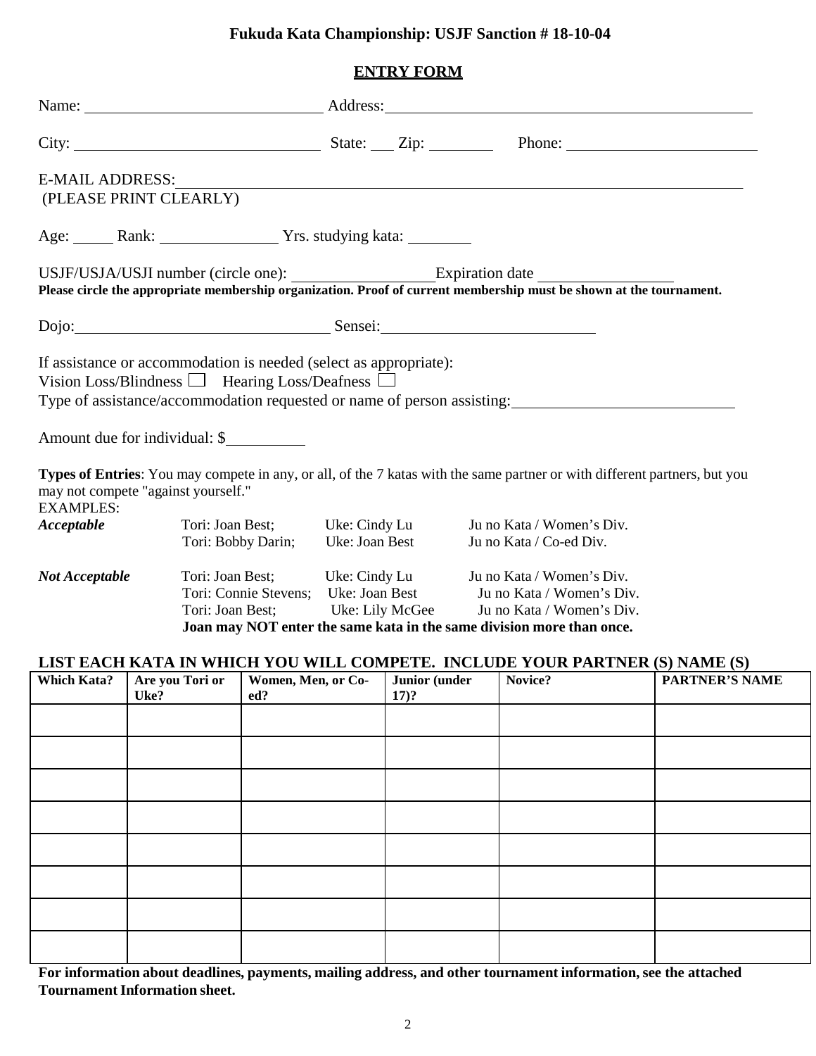# Fukuda Kata Championship: USJF Sanction # 18-10-04

## ENTRY FORM

Name: ______________________________ Address: ______________________________________________

City: ______________________________ State: ___ Zip: ________ Phone: ________________________

E-MAIL ADDRESS: ________________________________________________________________________
(PLEASE PRINT CLEARLY)

Age: _____ Rank: _______________ Yrs. studying kata: ________

USJF/USJA/USJI number (circle one): _________________ Expiration date ________________

**Please circle the appropriate membership organization. Proof of current membership must be shown at the tournament.**

Dojo: ________________________________ Sensei: ___________________________

If assistance or accommodation is needed (select as appropriate):

Vision Loss/Blindness ☐ Hearing Loss/Deafness ☐

Type of assistance/accommodation requested or name of person assisting: ____________________________

Amount due for individual: $__________

**Types of Entries**: You may compete in any, or all, of the 7 katas with the same partner or with different partners, but you may not compete "against yourself."

EXAMPLES:

| | | | |
|---|---|---|---|
| ***Acceptable*** | Tori: Joan Best; | Uke: Cindy Lu | Ju no Kata / Women's Div. |
| | Tori: Bobby Darin; | Uke: Joan Best | Ju no Kata / Co-ed Div. |
| ***Not Acceptable*** | Tori: Joan Best; | Uke: Cindy Lu | Ju no Kata / Women's Div. |
| | Tori: Connie Stevens; | Uke: Joan Best | Ju no Kata / Women's Div. |
| | Tori: Joan Best; | Uke: Lily McGee | Ju no Kata / Women's Div. |

**Joan may NOT enter the same kata in the same division more than once.**

## LIST EACH KATA IN WHICH YOU WILL COMPETE. INCLUDE YOUR PARTNER (S) NAME (S)

| Which Kata? | Are you Tori or Uke? | Women, Men, or Co-ed? | Junior (under 17)? | Novice? | PARTNER'S NAME |
|---|---|---|---|---|---|
| | | | | | |
| | | | | | |
| | | | | | |
| | | | | | |
| | | | | | |
| | | | | | |
| | | | | | |
| | | | | | |

**For information about deadlines, payments, mailing address, and other tournament information, see the attached Tournament Information sheet.**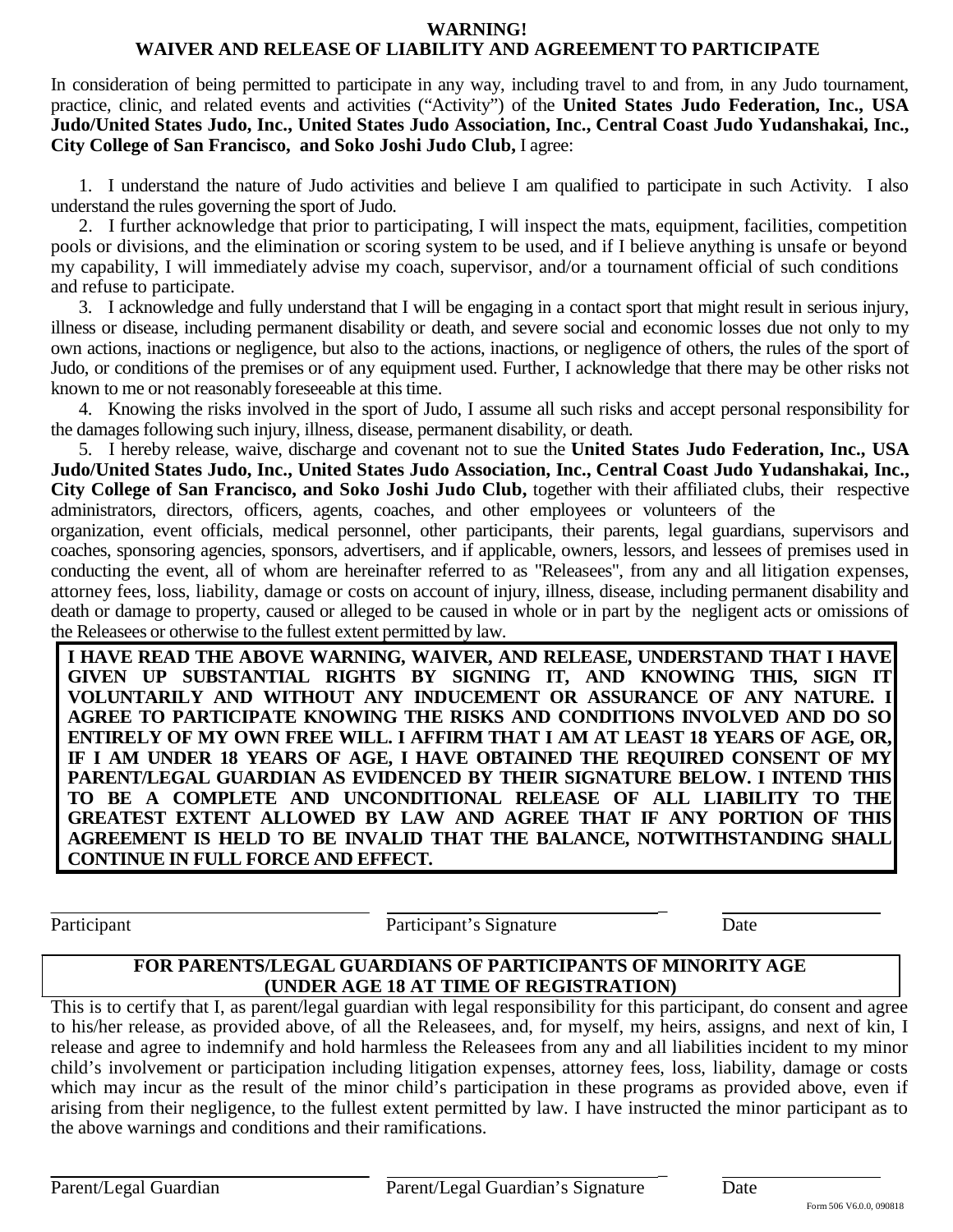# WARNING!
## WAIVER AND RELEASE OF LIABILITY AND AGREEMENT TO PARTICIPATE

In consideration of being permitted to participate in any way, including travel to and from, in any Judo tournament, practice, clinic, and related events and activities ("Activity") of the **United States Judo Federation, Inc., USA Judo/United States Judo, Inc., United States Judo Association, Inc., Central Coast Judo Yudanshakai, Inc., City College of San Francisco, and Soko Joshi Judo Club,** I agree:

1. I understand the nature of Judo activities and believe I am qualified to participate in such Activity. I also understand the rules governing the sport of Judo.
2. I further acknowledge that prior to participating, I will inspect the mats, equipment, facilities, competition pools or divisions, and the elimination or scoring system to be used, and if I believe anything is unsafe or beyond my capability, I will immediately advise my coach, supervisor, and/or a tournament official of such conditions and refuse to participate.
3. I acknowledge and fully understand that I will be engaging in a contact sport that might result in serious injury, illness or disease, including permanent disability or death, and severe social and economic losses due not only to my own actions, inactions or negligence, but also to the actions, inactions, or negligence of others, the rules of the sport of Judo, or conditions of the premises or of any equipment used. Further, I acknowledge that there may be other risks not known to me or not reasonably foreseeable at this time.
4. Knowing the risks involved in the sport of Judo, I assume all such risks and accept personal responsibility for the damages following such injury, illness, disease, permanent disability, or death.
5. I hereby release, waive, discharge and covenant not to sue the **United States Judo Federation, Inc., USA Judo/United States Judo, Inc., United States Judo Association, Inc., Central Coast Judo Yudanshakai, Inc., City College of San Francisco, and Soko Joshi Judo Club,** together with their affiliated clubs, their respective administrators, directors, officers, agents, coaches, and other employees or volunteers of the organization, event officials, medical personnel, other participants, their parents, legal guardians, supervisors and coaches, sponsoring agencies, sponsors, advertisers, and if applicable, owners, lessors, and lessees of premises used in conducting the event, all of whom are hereinafter referred to as "Releasees", from any and all litigation expenses, attorney fees, loss, liability, damage or costs on account of injury, illness, disease, including permanent disability and death or damage to property, caused or alleged to be caused in whole or in part by the negligent acts or omissions of the Releasees or otherwise to the fullest extent permitted by law.

**I HAVE READ THE ABOVE WARNING, WAIVER, AND RELEASE, UNDERSTAND THAT I HAVE GIVEN UP SUBSTANTIAL RIGHTS BY SIGNING IT, AND KNOWING THIS, SIGN IT VOLUNTARILY AND WITHOUT ANY INDUCEMENT OR ASSURANCE OF ANY NATURE. I AGREE TO PARTICIPATE KNOWING THE RISKS AND CONDITIONS INVOLVED AND DO SO ENTIRELY OF MY OWN FREE WILL. I AFFIRM THAT I AM AT LEAST 18 YEARS OF AGE, OR, IF I AM UNDER 18 YEARS OF AGE, I HAVE OBTAINED THE REQUIRED CONSENT OF MY PARENT/LEGAL GUARDIAN AS EVIDENCED BY THEIR SIGNATURE BELOW. I INTEND THIS TO BE A COMPLETE AND UNCONDITIONAL RELEASE OF ALL LIABILITY TO THE GREATEST EXTENT ALLOWED BY LAW AND AGREE THAT IF ANY PORTION OF THIS AGREEMENT IS HELD TO BE INVALID THAT THE BALANCE, NOTWITHSTANDING SHALL CONTINUE IN FULL FORCE AND EFFECT.**

| Participant | Participant's Signature | Date |
|---|---|---|
| ______________________ | ______________________ | __________ |

**FOR PARENTS/LEGAL GUARDIANS OF PARTICIPANTS OF MINORITY AGE (UNDER AGE 18 AT TIME OF REGISTRATION)**

This is to certify that I, as parent/legal guardian with legal responsibility for this participant, do consent and agree to his/her release, as provided above, of all the Releasees, and, for myself, my heirs, assigns, and next of kin, I release and agree to indemnify and hold harmless the Releasees from any and all liabilities incident to my minor child's involvement or participation including litigation expenses, attorney fees, loss, liability, damage or costs which may incur as the result of the minor child's participation in these programs as provided above, even if arising from their negligence, to the fullest extent permitted by law. I have instructed the minor participant as to the above warnings and conditions and their ramifications.

| Parent/Legal Guardian | Parent/Legal Guardian's Signature | Date |
|---|---|---|
| ______________________ | ______________________ | __________ |

Form 506 V6.0.0, 090818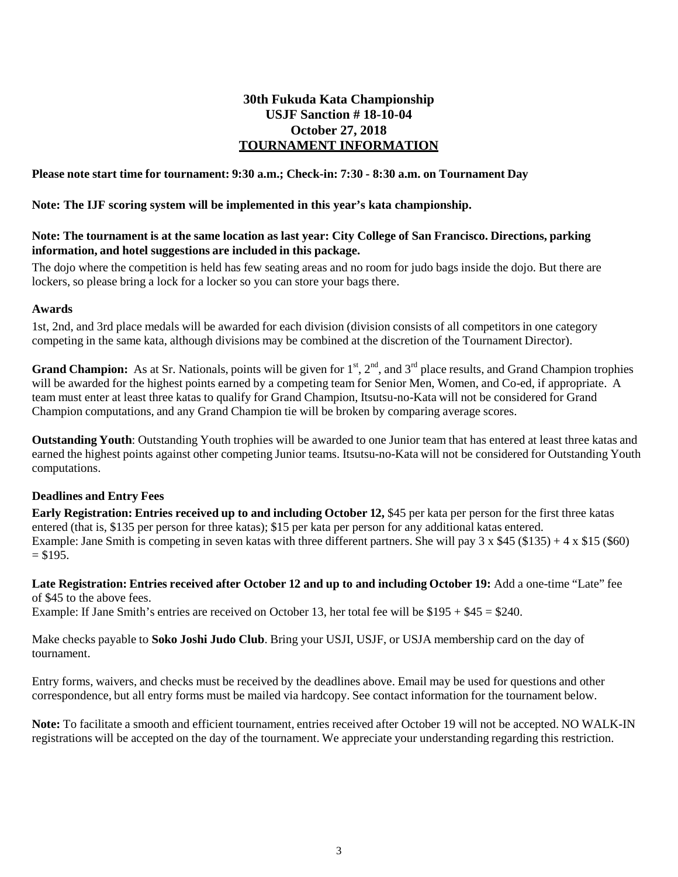**30th Fukuda Kata Championship**
**USJF Sanction # 18-10-04**
**October 27, 2018**
**TOURNAMENT INFORMATION**

**Please note start time for tournament: 9:30 a.m.; Check-in: 7:30 - 8:30 a.m. on Tournament Day**

**Note: The IJF scoring system will be implemented in this year's kata championship.**

**Note: The tournament is at the same location as last year: City College of San Francisco. Directions, parking information, and hotel suggestions are included in this package.**

The dojo where the competition is held has few seating areas and no room for judo bags inside the dojo. But there are lockers, so please bring a lock for a locker so you can store your bags there.

### Awards

1st, 2nd, and 3rd place medals will be awarded for each division (division consists of all competitors in one category competing in the same kata, although divisions may be combined at the discretion of the Tournament Director).

**Grand Champion:** As at Sr. Nationals, points will be given for 1st, 2nd, and 3rd place results, and Grand Champion trophies will be awarded for the highest points earned by a competing team for Senior Men, Women, and Co-ed, if appropriate. A team must enter at least three katas to qualify for Grand Champion, Itsutsu-no-Kata will not be considered for Grand Champion computations, and any Grand Champion tie will be broken by comparing average scores.

**Outstanding Youth**: Outstanding Youth trophies will be awarded to one Junior team that has entered at least three katas and earned the highest points against other competing Junior teams. Itsutsu-no-Kata will not be considered for Outstanding Youth computations.

### Deadlines and Entry Fees

**Early Registration: Entries received up to and including October 12,** \$45 per kata per person for the first three katas entered (that is, \$135 per person for three katas); \$15 per kata per person for any additional katas entered.
Example: Jane Smith is competing in seven katas with three different partners. She will pay 3 x \$45 (\$135) + 4 x \$15 (\$60) = \$195.

**Late Registration: Entries received after October 12 and up to and including October 19:** Add a one-time "Late" fee of \$45 to the above fees.
Example: If Jane Smith's entries are received on October 13, her total fee will be \$195 + \$45 = \$240.

Make checks payable to **Soko Joshi Judo Club**. Bring your USJI, USJF, or USJA membership card on the day of tournament.

Entry forms, waivers, and checks must be received by the deadlines above. Email may be used for questions and other correspondence, but all entry forms must be mailed via hardcopy. See contact information for the tournament below.

**Note:** To facilitate a smooth and efficient tournament, entries received after October 19 will not be accepted. NO WALK-IN registrations will be accepted on the day of the tournament. We appreciate your understanding regarding this restriction.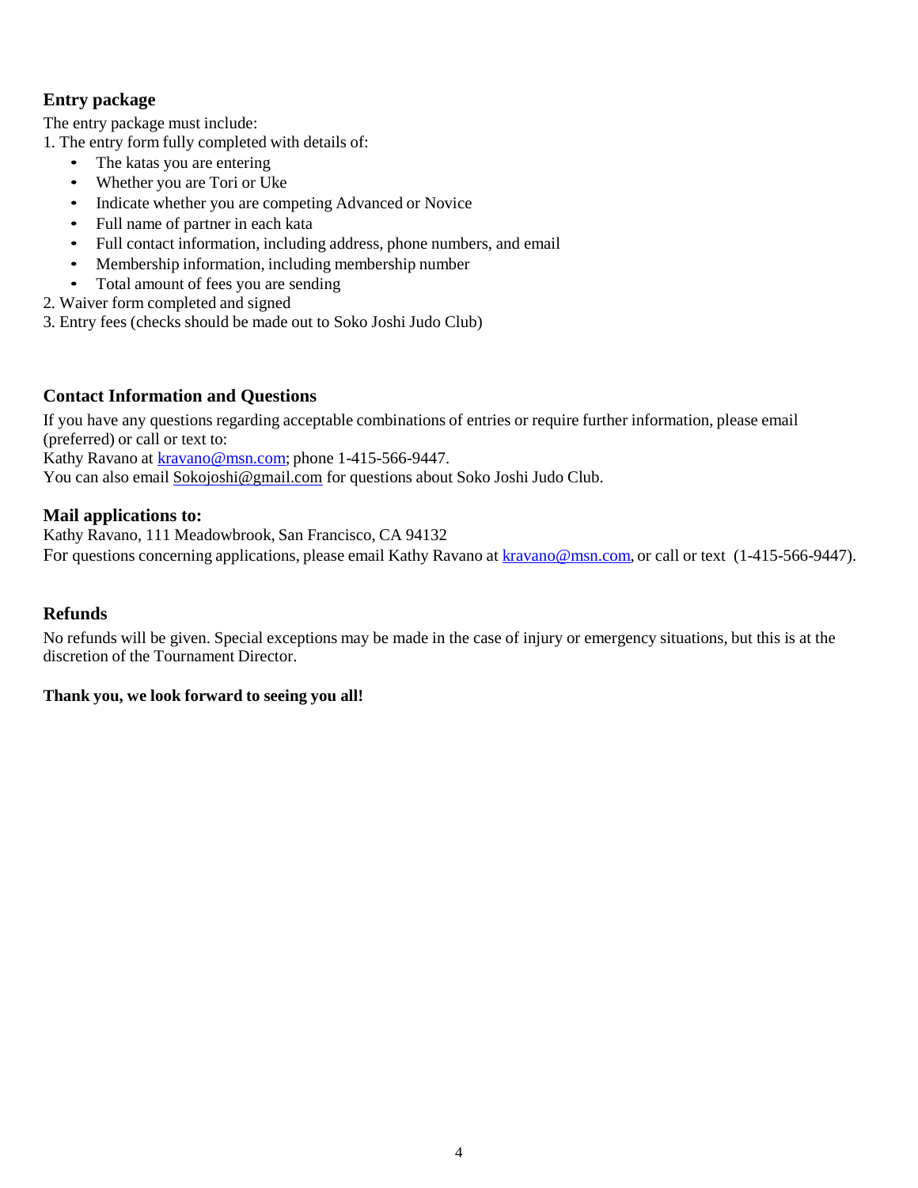## Entry package

The entry package must include:

1. The entry form fully completed with details of:
   - The katas you are entering
   - Whether you are Tori or Uke
   - Indicate whether you are competing Advanced or Novice
   - Full name of partner in each kata
   - Full contact information, including address, phone numbers, and email
   - Membership information, including membership number
   - Total amount of fees you are sending
2. Waiver form completed and signed
3. Entry fees (checks should be made out to Soko Joshi Judo Club)

## Contact Information and Questions

If you have any questions regarding acceptable combinations of entries or require further information, please email (preferred) or call or text to:
Kathy Ravano at kravano@msn.com; phone 1-415-566-9447.
You can also email Sokojoshi@gmail.com for questions about Soko Joshi Judo Club.

## Mail applications to:

Kathy Ravano, 111 Meadowbrook, San Francisco, CA 94132
For questions concerning applications, please email Kathy Ravano at kravano@msn.com, or call or text (1-415-566-9447).

## Refunds

No refunds will be given. Special exceptions may be made in the case of injury or emergency situations, but this is at the discretion of the Tournament Director.

**Thank you, we look forward to seeing you all!**